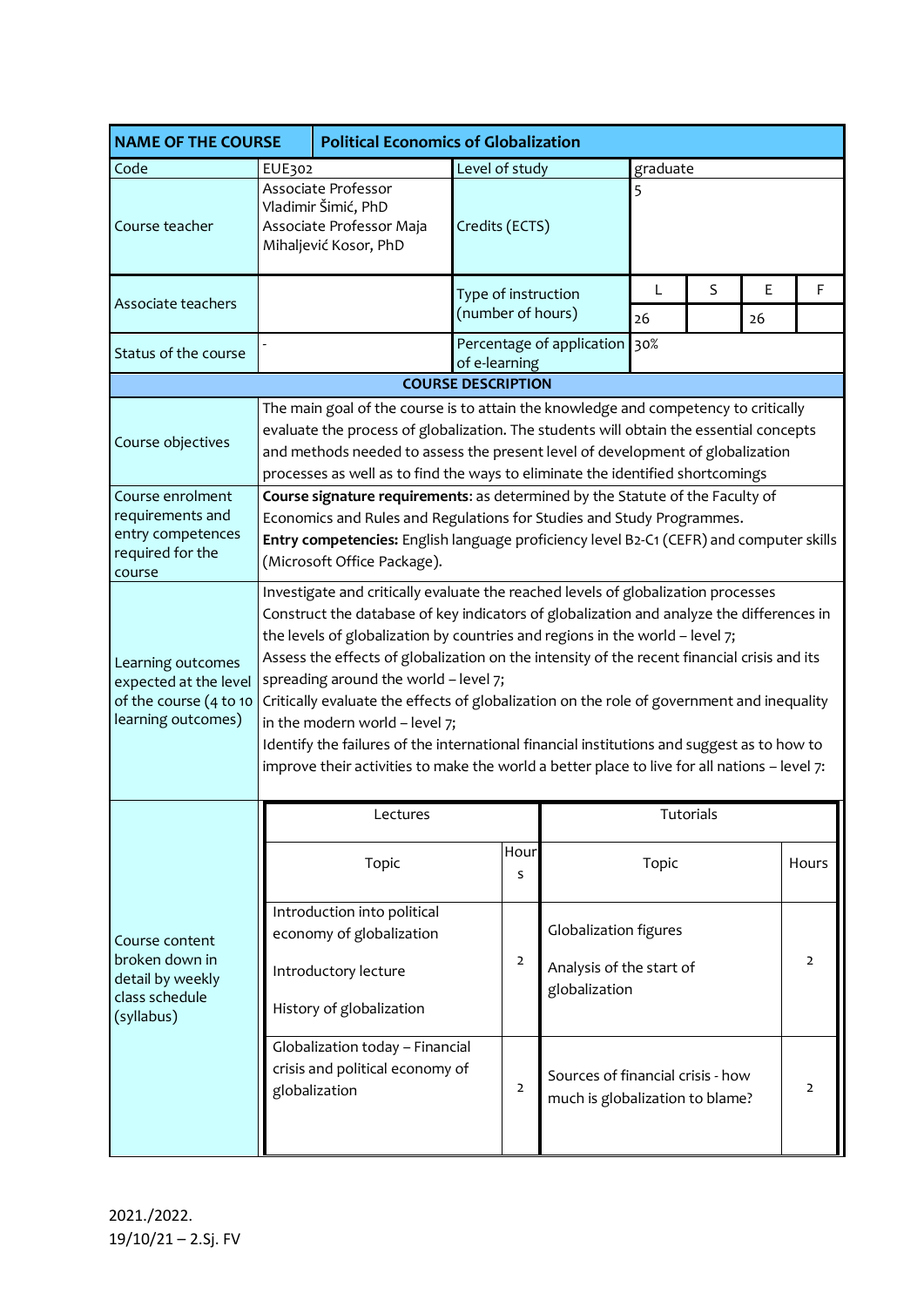| NAME OF THE COURSE | Political Economics of Globalization | | | | | |
|---|---|---|---|---|---|---|
| Code | EUE302 | Level of study | graduate | | | |
| Course teacher | Associate Professor Vladimir Šimić, PhD Associate Professor Maja Mihaljević Kosor, PhD | Credits (ECTS) | 5 | | | |
| Associate teachers | | Type of instruction (number of hours) | L | S | E | F |
| | | | 26 | | 26 | |
| Status of the course | - | Percentage of application of e-learning | 30% | | | |

**COURSE DESCRIPTION**

| | |
|---|---|
| Course objectives | The main goal of the course is to attain the knowledge and competency to critically evaluate the process of globalization. The students will obtain the essential concepts and methods needed to assess the present level of development of globalization processes as well as to find the ways to eliminate the identified shortcomings |
| Course enrolment requirements and entry competences required for the course | **Course signature requirements**: as determined by the Statute of the Faculty of Economics and Rules and Regulations for Studies and Study Programmes.<br>**Entry competencies:** English language proficiency level B2-C1 (CEFR) and computer skills (Microsoft Office Package). |
| Learning outcomes expected at the level of the course (4 to 10 learning outcomes) | Investigate and critically evaluate the reached levels of globalization processes<br>Construct the database of key indicators of globalization and analyze the differences in the levels of globalization by countries and regions in the world – level 7;<br>Assess the effects of globalization on the intensity of the recent financial crisis and its spreading around the world – level 7;<br>Critically evaluate the effects of globalization on the role of government and inequality in the modern world – level 7;<br>Identify the failures of the international financial institutions and suggest as to how to improve their activities to make the world a better place to live for all nations – level 7: |

**Course content broken down in detail by weekly class schedule (syllabus)**

| Lectures – Topic | Hours | Tutorials – Topic | Hours |
|---|---|---|---|
| Introduction into political economy of globalization<br>Introductory lecture<br>History of globalization | 2 | Globalization figures<br>Analysis of the start of globalization | 2 |
| Globalization today – Financial crisis and political economy of globalization | 2 | Sources of financial crisis - how much is globalization to blame? | 2 |

2021./2022.
19/10/21 – 2.Sj. FV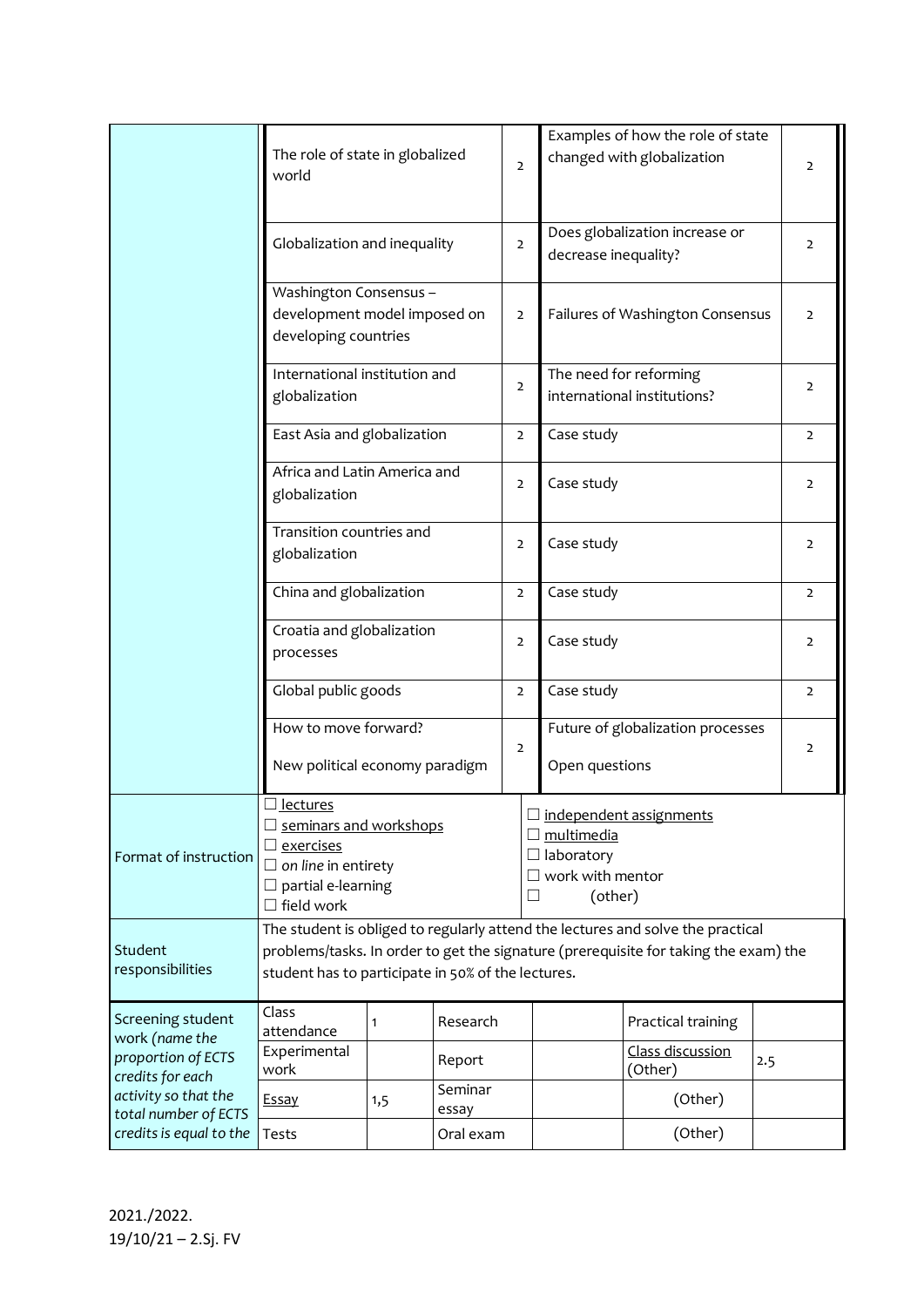| | | | | |
|---|---|---|---|---|
| | The role of state in globalized world | 2 | Examples of how the role of state changed with globalization | 2 |
| | Globalization and inequality | 2 | Does globalization increase or decrease inequality? | 2 |
| | Washington Consensus – development model imposed on developing countries | 2 | Failures of Washington Consensus | 2 |
| | International institution and globalization | 2 | The need for reforming international institutions? | 2 |
| | East Asia and globalization | 2 | Case study | 2 |
| | Africa and Latin America and globalization | 2 | Case study | 2 |
| | Transition countries and globalization | 2 | Case study | 2 |
| | China and globalization | 2 | Case study | 2 |
| | Croatia and globalization processes | 2 | Case study | 2 |
| | Global public goods | 2 | Case study | 2 |
| | How to move forward?<br><br>New political economy paradigm | 2 | Future of globalization processes<br><br>Open questions | 2 |

| | | |
|---|---|---|
| Format of instruction | ☐ lectures<br>☐ seminars and workshops<br>☐ exercises<br>☐ *on line* in entirety<br>☐ partial e-learning<br>☐ field work | ☐ independent assignments<br>☐ multimedia<br>☐ laboratory<br>☐ work with mentor<br>☐ (other) |
| Student responsibilities | The student is obliged to regularly attend the lectures and solve the practical problems/tasks. In order to get the signature (prerequisite for taking the exam) the student has to participate in 50% of the lectures. | |

| Screening student work (*name the proportion of ECTS credits for each activity so that the total number of ECTS credits is equal to the* | | | | | | |
|---|---|---|---|---|---|---|
| | Class attendance | 1 | Research | | Practical training | |
| | Experimental work | | Report | | Class discussion (Other) | 2.5 |
| | Essay | 1,5 | Seminar essay | | (Other) | |
| | Tests | | Oral exam | | (Other) | |

2021./2022.
19/10/21 – 2.Sj. FV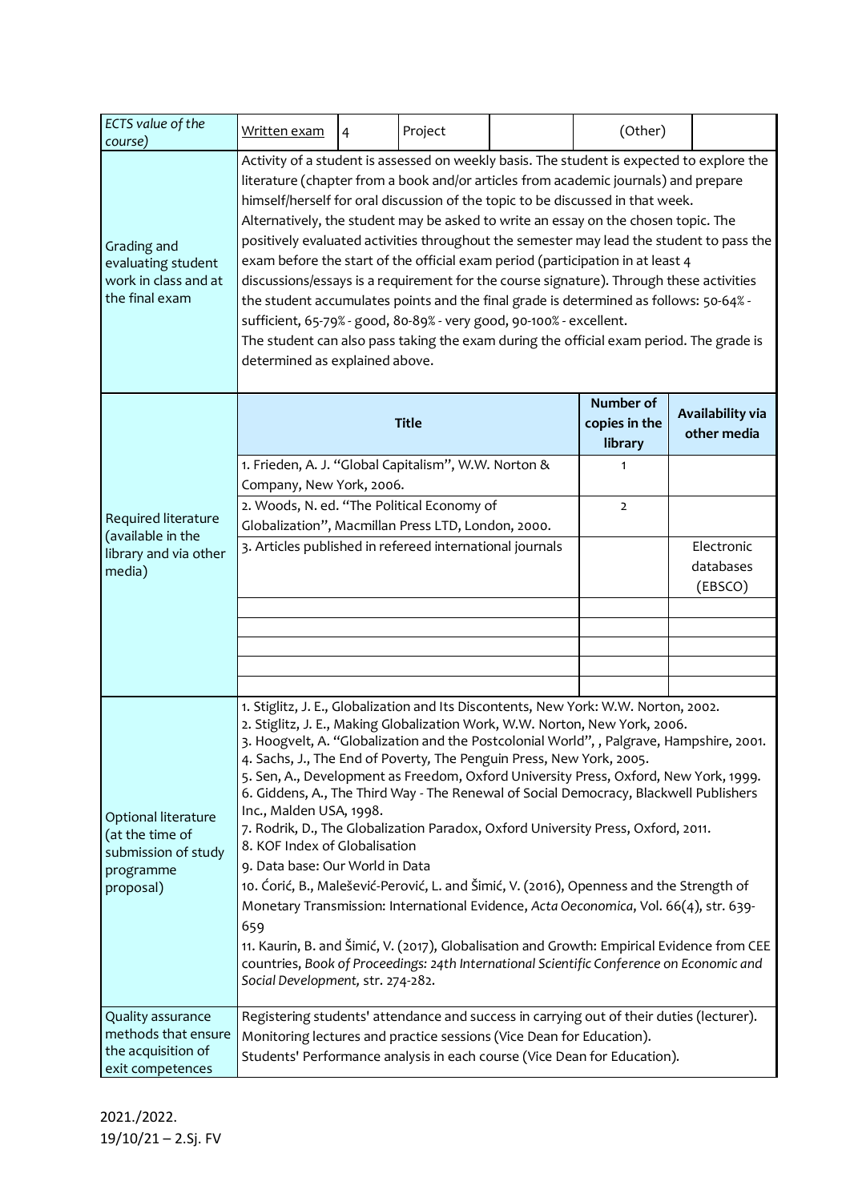| | | | | | | |
|---|---|---|---|---|---|---|
| *ECTS value of the course)* | Written exam | 4 | Project | | (Other) | |
| Grading and evaluating student work in class and at the final exam | Activity of a student is assessed on weekly basis. The student is expected to explore the literature (chapter from a book and/or articles from academic journals) and prepare himself/herself for oral discussion of the topic to be discussed in that week. Alternatively, the student may be asked to write an essay on the chosen topic. The positively evaluated activities throughout the semester may lead the student to pass the exam before the start of the official exam period (participation in at least 4 discussions/essays is a requirement for the course signature). Through these activities the student accumulates points and the final grade is determined as follows: 50-64% - sufficient, 65-79% - good, 80-89% - very good, 90-100% - excellent.<br>The student can also pass taking the exam during the official exam period. The grade is determined as explained above. | | | | | |

| Required literature (available in the library and via other media) | Title | Number of copies in the library | Availability via other media |
|---|---|---|---|
| | 1. Frieden, A. J. "Global Capitalism", W.W. Norton & Company, New York, 2006. | 1 | |
| | 2. Woods, N. ed. "The Political Economy of Globalization", Macmillan Press LTD, London, 2000. | 2 | |
| | 3. Articles published in refereed international journals | | Electronic databases (EBSCO) |
| | | | |
| | | | |
| | | | |
| | | | |
| | | | |

| | |
|---|---|
| Optional literature (at the time of submission of study programme proposal) | 1. Stiglitz, J. E., Globalization and Its Discontents, New York: W.W. Norton, 2002.<br>2. Stiglitz, J. E., Making Globalization Work, W.W. Norton, New York, 2006.<br>3. Hoogvelt, A. "Globalization and the Postcolonial World", , Palgrave, Hampshire, 2001.<br>4. Sachs, J., The End of Poverty, The Penguin Press, New York, 2005.<br>5. Sen, A., Development as Freedom, Oxford University Press, Oxford, New York, 1999.<br>6. Giddens, A., The Third Way - The Renewal of Social Democracy, Blackwell Publishers Inc., Malden USA, 1998.<br>7. Rodrik, D., The Globalization Paradox, Oxford University Press, Oxford, 2011.<br>8. KOF Index of Globalisation<br>9. Data base: Our World in Data<br>10. Ćorić, B., Malešević-Perović, L. and Šimić, V. (2016), Openness and the Strength of Monetary Transmission: International Evidence, *Acta Oeconomica*, Vol. 66(4), str. 639-659<br>11. Kaurin, B. and Šimić, V. (2017), Globalisation and Growth: Empirical Evidence from CEE countries, *Book of Proceedings: 24th International Scientific Conference on Economic and Social Development*, str. 274-282. |
| Quality assurance methods that ensure the acquisition of exit competences | Registering students' attendance and success in carrying out of their duties (lecturer).<br>Monitoring lectures and practice sessions (Vice Dean for Education).<br>Students' Performance analysis in each course (Vice Dean for Education). |

2021./2022.
19/10/21 – 2.Sj. FV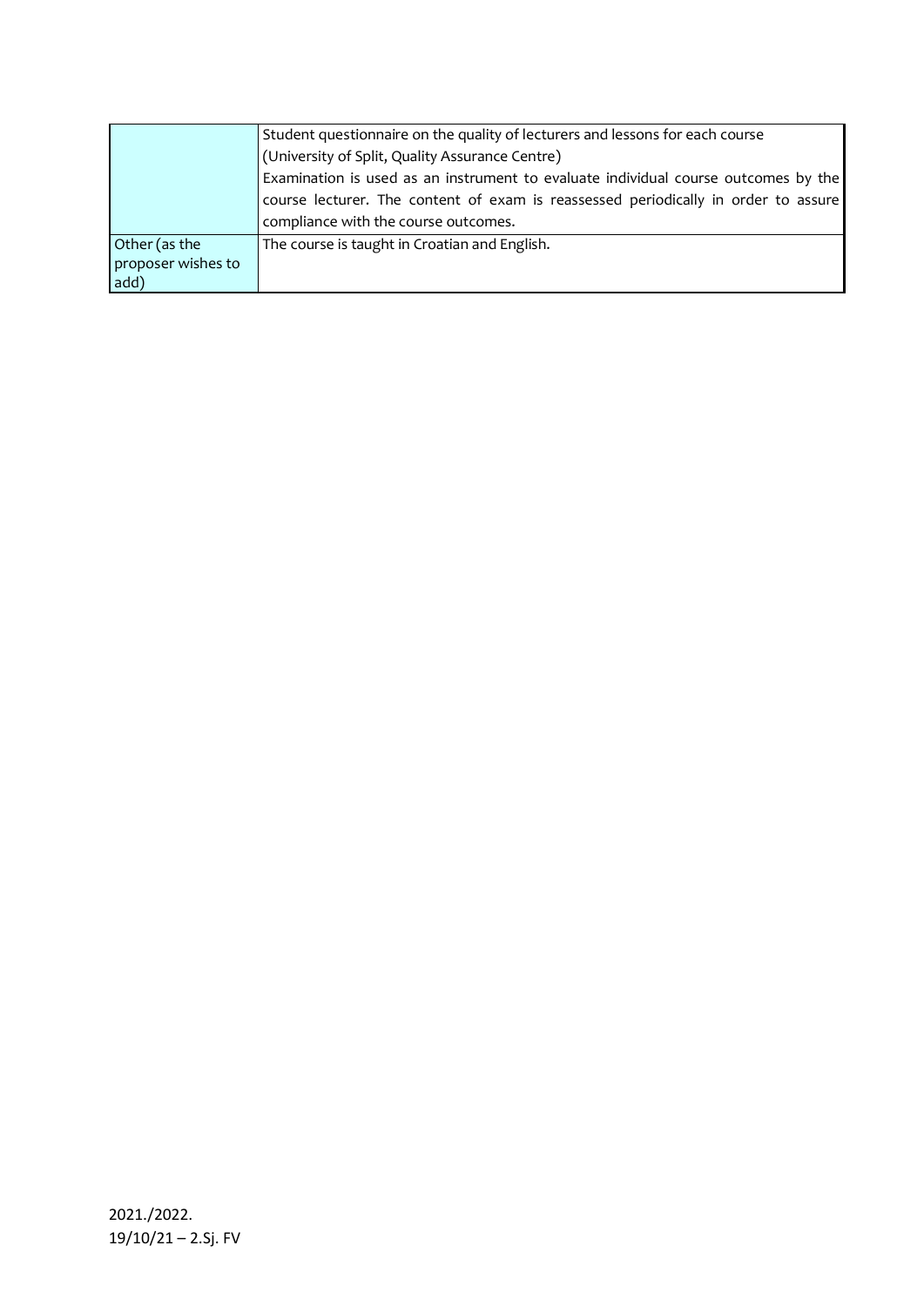| | |
|---|---|
| | Student questionnaire on the quality of lecturers and lessons for each course (University of Split, Quality Assurance Centre) Examination is used as an instrument to evaluate individual course outcomes by the course lecturer. The content of exam is reassessed periodically in order to assure compliance with the course outcomes. |
| Other (as the proposer wishes to add) | The course is taught in Croatian and English. |

2021./2022.
19/10/21 – 2.Sj. FV